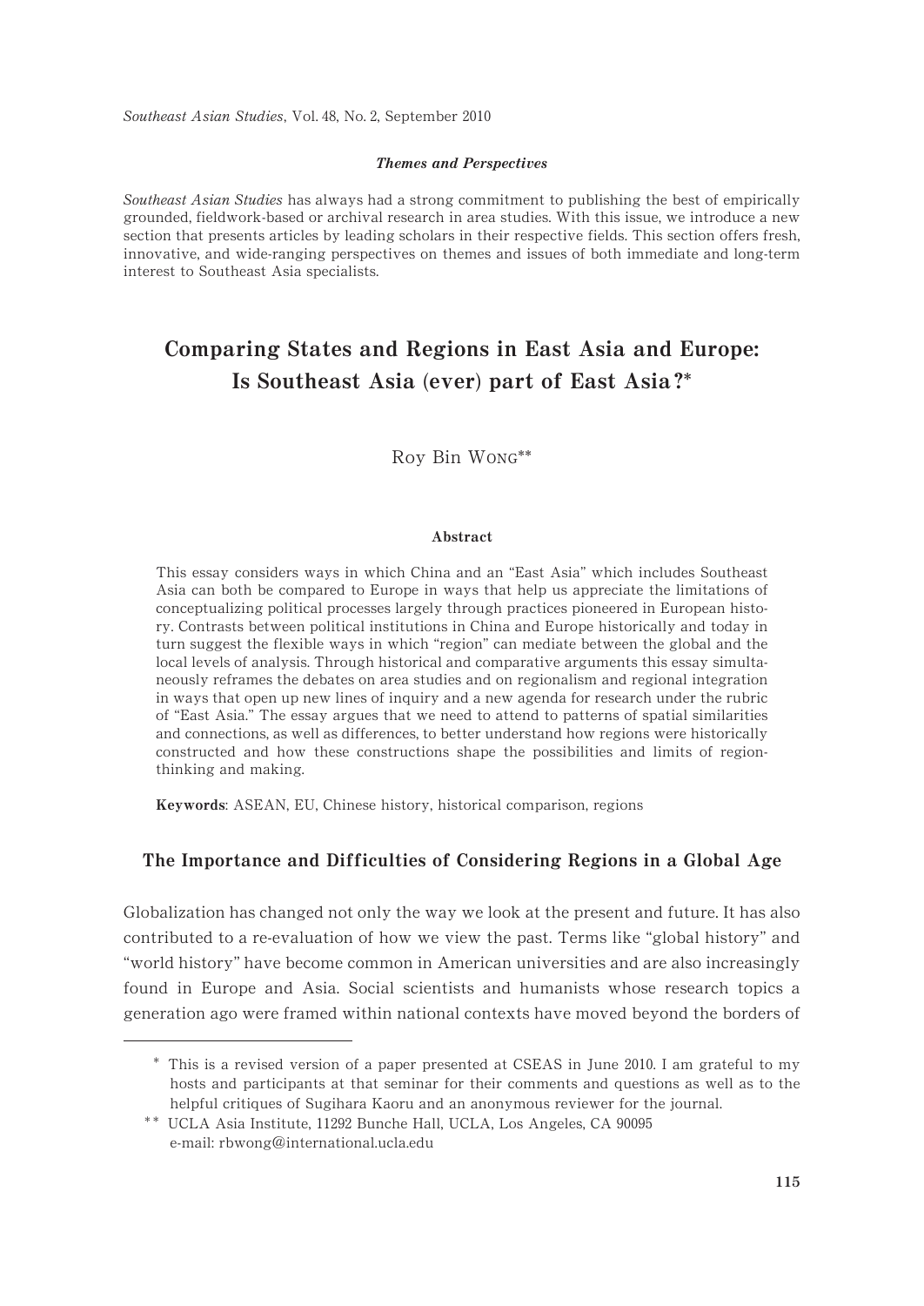### *Themes and Perspectives*

*Southeast Asian Studies* has always had a strong commitment to publishing the best of empirically grounded, fieldwork-based or archival research in area studies. With this issue, we introduce a new section that presents articles by leading scholars in their respective fields. This section offers fresh, innovative, and wide-ranging perspectives on themes and issues of both immediate and long-term interest to Southeast Asia specialists.

# Comparing States and Regions in East Asia and Europe: Is Southeast Asia (ever) part of East Asia?*

Roy Bin WONG**

#### Abstract

This essay considers ways in which China and an "East Asia" which includes Southeast Asia can both be compared to Europe in ways that help us appreciate the limitations of conceptualizing political processes largely through practices pioneered in European history. Contrasts between political institutions in China and Europe historically and today in turn suggest the flexible ways in which "region" can mediate between the global and the local levels of analysis. Through historical and comparative arguments this essay simultaneously reframes the debates on area studies and on regionalism and regional integration in ways that open up new lines of inquiry and a new agenda for research under the rubric of "East Asia." The essay argues that we need to attend to patterns of spatial similarities and connections, as well as differences, to better understand how regions were historically constructed and how these constructions shape the possibilities and limits of region-thinking and making.

**Keywords**: ASEAN, EU, Chinese history, historical comparison, regions

## The Importance and Difficulties of Considering Regions in a Global Age

Globalization has changed not only the way we look at the present and future. It has also contributed to a re-evaluation of how we view the past. Terms like "global history" and "world history" have become common in American universities and are also increasingly found in Europe and Asia. Social scientists and humanists whose research topics a generation ago were framed within national contexts have moved beyond the borders of

---

\* This is a revised version of a paper presented at CSEAS in June 2010. I am grateful to my hosts and participants at that seminar for their comments and questions as well as to the helpful critiques of Sugihara Kaoru and an anonymous reviewer for the journal.

\*\* UCLA Asia Institute, 11292 Bunche Hall, UCLA, Los Angeles, CA 90095
e-mail: rbwong@international.ucla.edu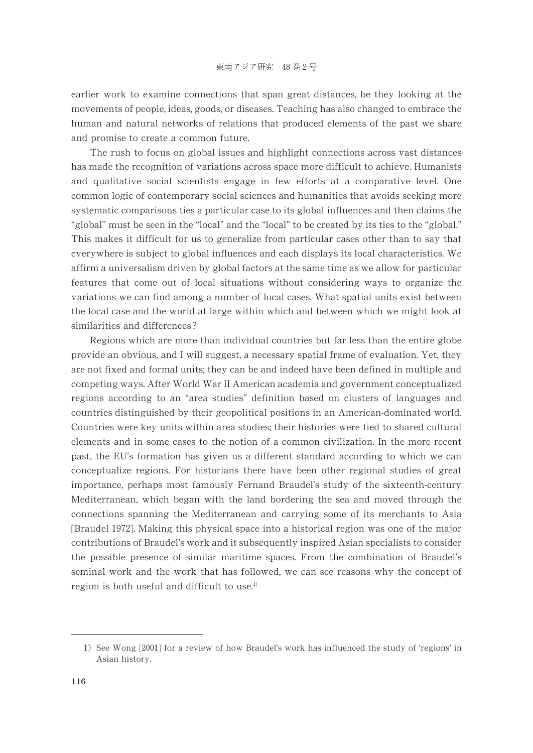earlier work to examine connections that span great distances, be they looking at the movements of people, ideas, goods, or diseases. Teaching has also changed to embrace the human and natural networks of relations that produced elements of the past we share and promise to create a common future.

The rush to focus on global issues and highlight connections across vast distances has made the recognition of variations across space more difficult to achieve. Humanists and qualitative social scientists engage in few efforts at a comparative level. One common logic of contemporary social sciences and humanities that avoids seeking more systematic comparisons ties a particular case to its global influences and then claims the "global" must be seen in the "local" and the "local" to be created by its ties to the "global." This makes it difficult for us to generalize from particular cases other than to say that everywhere is subject to global influences and each displays its local characteristics. We affirm a universalism driven by global factors at the same time as we allow for particular features that come out of local situations without considering ways to organize the variations we can find among a number of local cases. What spatial units exist between the local case and the world at large within which and between which we might look at similarities and differences?

Regions which are more than individual countries but far less than the entire globe provide an obvious, and I will suggest, a necessary spatial frame of evaluation. Yet, they are not fixed and formal units; they can be and indeed have been defined in multiple and competing ways. After World War II American academia and government conceptualized regions according to an "area studies" definition based on clusters of languages and countries distinguished by their geopolitical positions in an American-dominated world. Countries were key units within area studies; their histories were tied to shared cultural elements and in some cases to the notion of a common civilization. In the more recent past, the EU's formation has given us a different standard according to which we can conceptualize regions. For historians there have been other regional studies of great importance, perhaps most famously Fernand Braudel's study of the sixteenth-century Mediterranean, which began with the land bordering the sea and moved through the connections spanning the Mediterranean and carrying some of its merchants to Asia [Braudel 1972]. Making this physical space into a historical region was one of the major contributions of Braudel's work and it subsequently inspired Asian specialists to consider the possible presence of similar maritime spaces. From the combination of Braudel's seminal work and the work that has followed, we can see reasons why the concept of region is both useful and difficult to use.[1]

---

1) See Wong [2001] for a review of how Braudel's work has influenced the study of 'regions' in Asian history.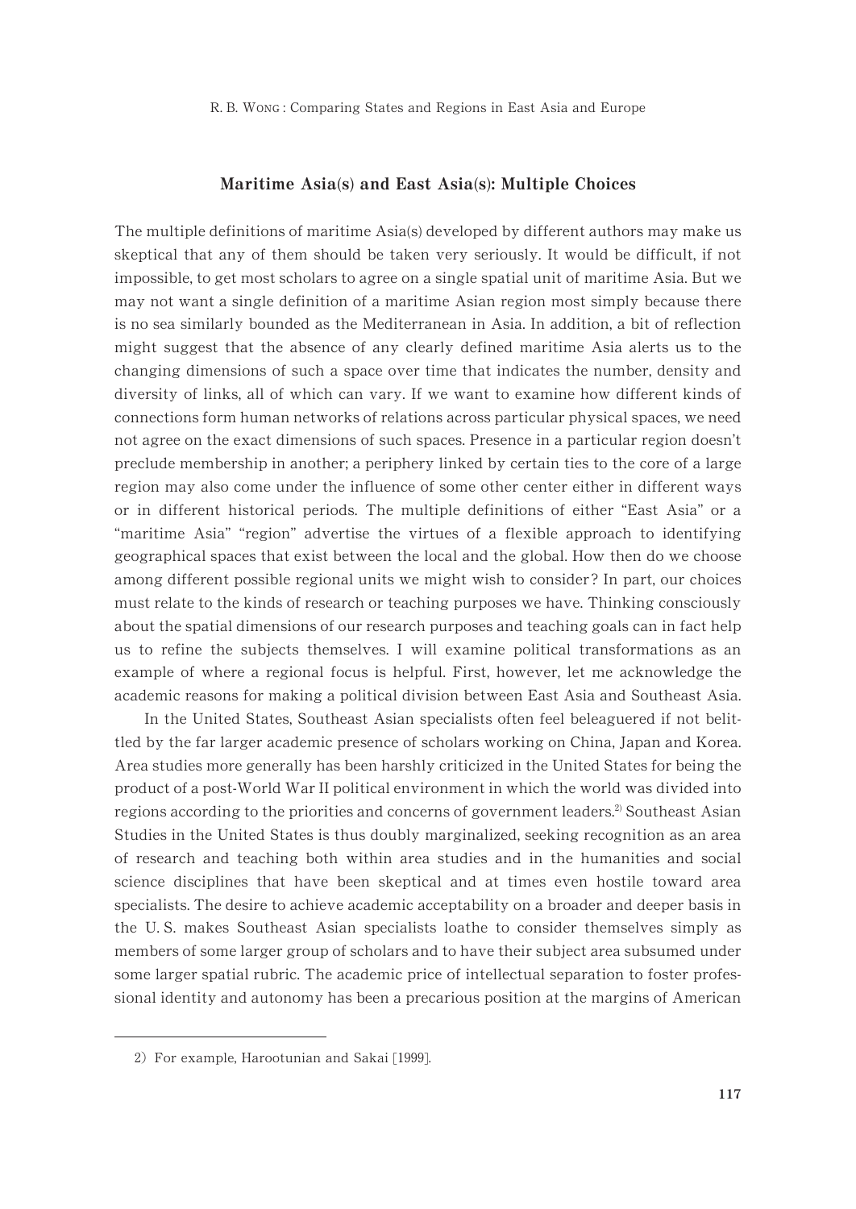## Maritime Asia(s) and East Asia(s): Multiple Choices

The multiple definitions of maritime Asia(s) developed by different authors may make us skeptical that any of them should be taken very seriously. It would be difficult, if not impossible, to get most scholars to agree on a single spatial unit of maritime Asia. But we may not want a single definition of a maritime Asian region most simply because there is no sea similarly bounded as the Mediterranean in Asia. In addition, a bit of reflection might suggest that the absence of any clearly defined maritime Asia alerts us to the changing dimensions of such a space over time that indicates the number, density and diversity of links, all of which can vary. If we want to examine how different kinds of connections form human networks of relations across particular physical spaces, we need not agree on the exact dimensions of such spaces. Presence in a particular region doesn't preclude membership in another; a periphery linked by certain ties to the core of a large region may also come under the influence of some other center either in different ways or in different historical periods. The multiple definitions of either "East Asia" or a "maritime Asia" "region" advertise the virtues of a flexible approach to identifying geographical spaces that exist between the local and the global. How then do we choose among different possible regional units we might wish to consider? In part, our choices must relate to the kinds of research or teaching purposes we have. Thinking consciously about the spatial dimensions of our research purposes and teaching goals can in fact help us to refine the subjects themselves. I will examine political transformations as an example of where a regional focus is helpful. First, however, let me acknowledge the academic reasons for making a political division between East Asia and Southeast Asia.

In the United States, Southeast Asian specialists often feel beleaguered if not belittled by the far larger academic presence of scholars working on China, Japan and Korea. Area studies more generally has been harshly criticized in the United States for being the product of a post-World War II political environment in which the world was divided into regions according to the priorities and concerns of government leaders.[2] Southeast Asian Studies in the United States is thus doubly marginalized, seeking recognition as an area of research and teaching both within area studies and in the humanities and social science disciplines that have been skeptical and at times even hostile toward area specialists. The desire to achieve academic acceptability on a broader and deeper basis in the U. S. makes Southeast Asian specialists loathe to consider themselves simply as members of some larger group of scholars and to have their subject area subsumed under some larger spatial rubric. The academic price of intellectual separation to foster professional identity and autonomy has been a precarious position at the margins of American

---

2) For example, Harootunian and Sakai [1999].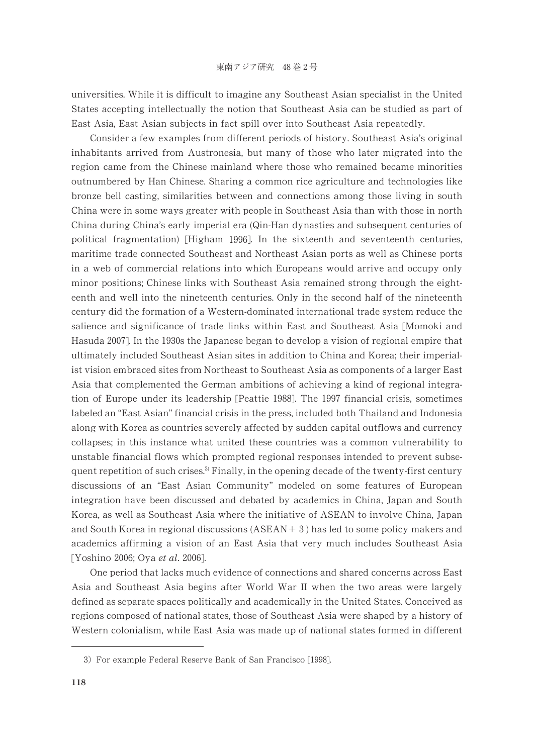universities. While it is difficult to imagine any Southeast Asian specialist in the United States accepting intellectually the notion that Southeast Asia can be studied as part of East Asia, East Asian subjects in fact spill over into Southeast Asia repeatedly.

Consider a few examples from different periods of history. Southeast Asia's original inhabitants arrived from Austronesia, but many of those who later migrated into the region came from the Chinese mainland where those who remained became minorities outnumbered by Han Chinese. Sharing a common rice agriculture and technologies like bronze bell casting, similarities between and connections among those living in south China were in some ways greater with people in Southeast Asia than with those in north China during China's early imperial era (Qin-Han dynasties and subsequent centuries of political fragmentation) [Higham 1996]. In the sixteenth and seventeenth centuries, maritime trade connected Southeast and Northeast Asian ports as well as Chinese ports in a web of commercial relations into which Europeans would arrive and occupy only minor positions; Chinese links with Southeast Asia remained strong through the eighteenth and well into the nineteenth centuries. Only in the second half of the nineteenth century did the formation of a Western-dominated international trade system reduce the salience and significance of trade links within East and Southeast Asia [Momoki and Hasuda 2007]. In the 1930s the Japanese began to develop a vision of regional empire that ultimately included Southeast Asian sites in addition to China and Korea; their imperialist vision embraced sites from Northeast to Southeast Asia as components of a larger East Asia that complemented the German ambitions of achieving a kind of regional integration of Europe under its leadership [Peattie 1988]. The 1997 financial crisis, sometimes labeled an "East Asian" financial crisis in the press, included both Thailand and Indonesia along with Korea as countries severely affected by sudden capital outflows and currency collapses; in this instance what united these countries was a common vulnerability to unstable financial flows which prompted regional responses intended to prevent subsequent repetition of such crises.[3] Finally, in the opening decade of the twenty-first century discussions of an "East Asian Community" modeled on some features of European integration have been discussed and debated by academics in China, Japan and South Korea, as well as Southeast Asia where the initiative of ASEAN to involve China, Japan and South Korea in regional discussions (ASEAN＋3) has led to some policy makers and academics affirming a vision of an East Asia that very much includes Southeast Asia [Yoshino 2006; Oya *et al*. 2006].

One period that lacks much evidence of connections and shared concerns across East Asia and Southeast Asia begins after World War II when the two areas were largely defined as separate spaces politically and academically in the United States. Conceived as regions composed of national states, those of Southeast Asia were shaped by a history of Western colonialism, while East Asia was made up of national states formed in different

3) For example Federal Reserve Bank of San Francisco [1998].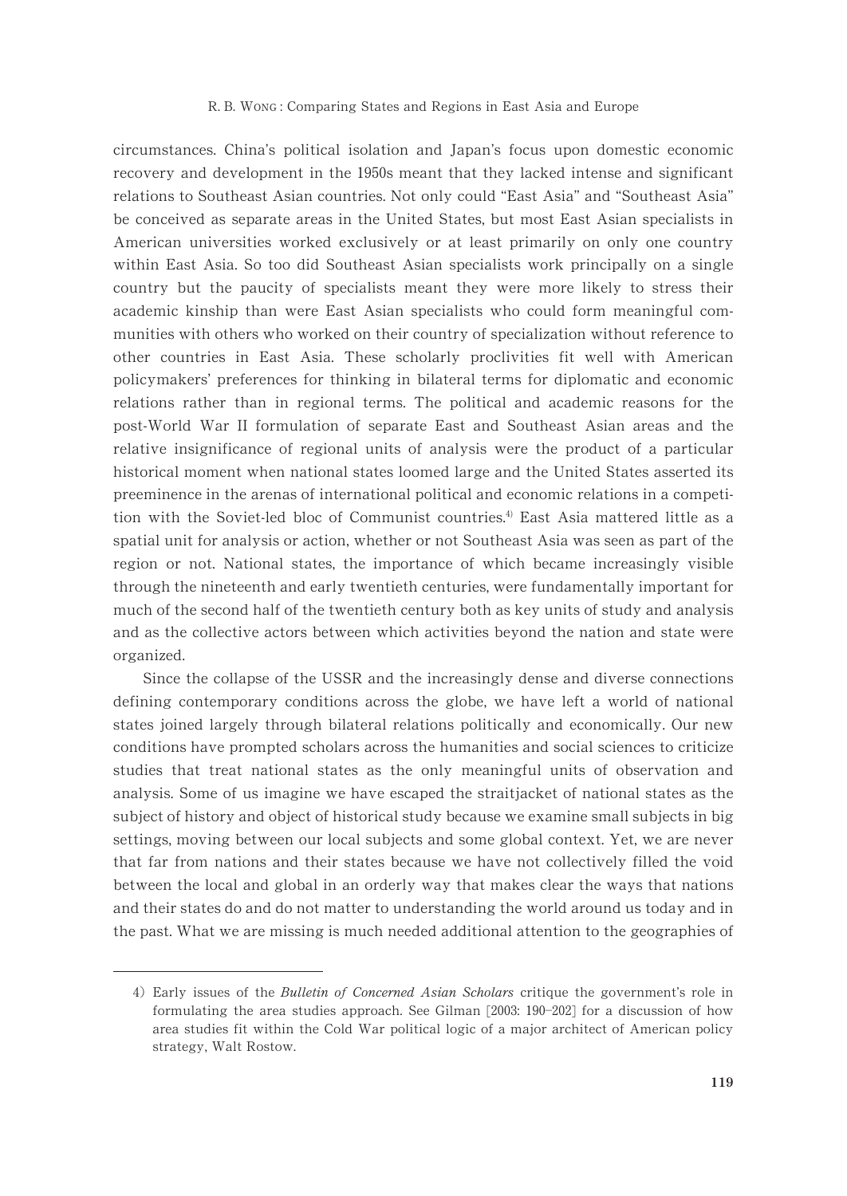circumstances. China's political isolation and Japan's focus upon domestic economic recovery and development in the 1950s meant that they lacked intense and significant relations to Southeast Asian countries. Not only could "East Asia" and "Southeast Asia" be conceived as separate areas in the United States, but most East Asian specialists in American universities worked exclusively or at least primarily on only one country within East Asia. So too did Southeast Asian specialists work principally on a single country but the paucity of specialists meant they were more likely to stress their academic kinship than were East Asian specialists who could form meaningful communities with others who worked on their country of specialization without reference to other countries in East Asia. These scholarly proclivities fit well with American policymakers' preferences for thinking in bilateral terms for diplomatic and economic relations rather than in regional terms. The political and academic reasons for the post-World War II formulation of separate East and Southeast Asian areas and the relative insignificance of regional units of analysis were the product of a particular historical moment when national states loomed large and the United States asserted its preeminence in the arenas of international political and economic relations in a competition with the Soviet-led bloc of Communist countries.[4] East Asia mattered little as a spatial unit for analysis or action, whether or not Southeast Asia was seen as part of the region or not. National states, the importance of which became increasingly visible through the nineteenth and early twentieth centuries, were fundamentally important for much of the second half of the twentieth century both as key units of study and analysis and as the collective actors between which activities beyond the nation and state were organized.

Since the collapse of the USSR and the increasingly dense and diverse connections defining contemporary conditions across the globe, we have left a world of national states joined largely through bilateral relations politically and economically. Our new conditions have prompted scholars across the humanities and social sciences to criticize studies that treat national states as the only meaningful units of observation and analysis. Some of us imagine we have escaped the straitjacket of national states as the subject of history and object of historical study because we examine small subjects in big settings, moving between our local subjects and some global context. Yet, we are never that far from nations and their states because we have not collectively filled the void between the local and global in an orderly way that makes clear the ways that nations and their states do and do not matter to understanding the world around us today and in the past. What we are missing is much needed additional attention to the geographies of

---

4) Early issues of the *Bulletin of Concerned Asian Scholars* critique the government's role in formulating the area studies approach. See Gilman [2003: 190–202] for a discussion of how area studies fit within the Cold War political logic of a major architect of American policy strategy, Walt Rostow.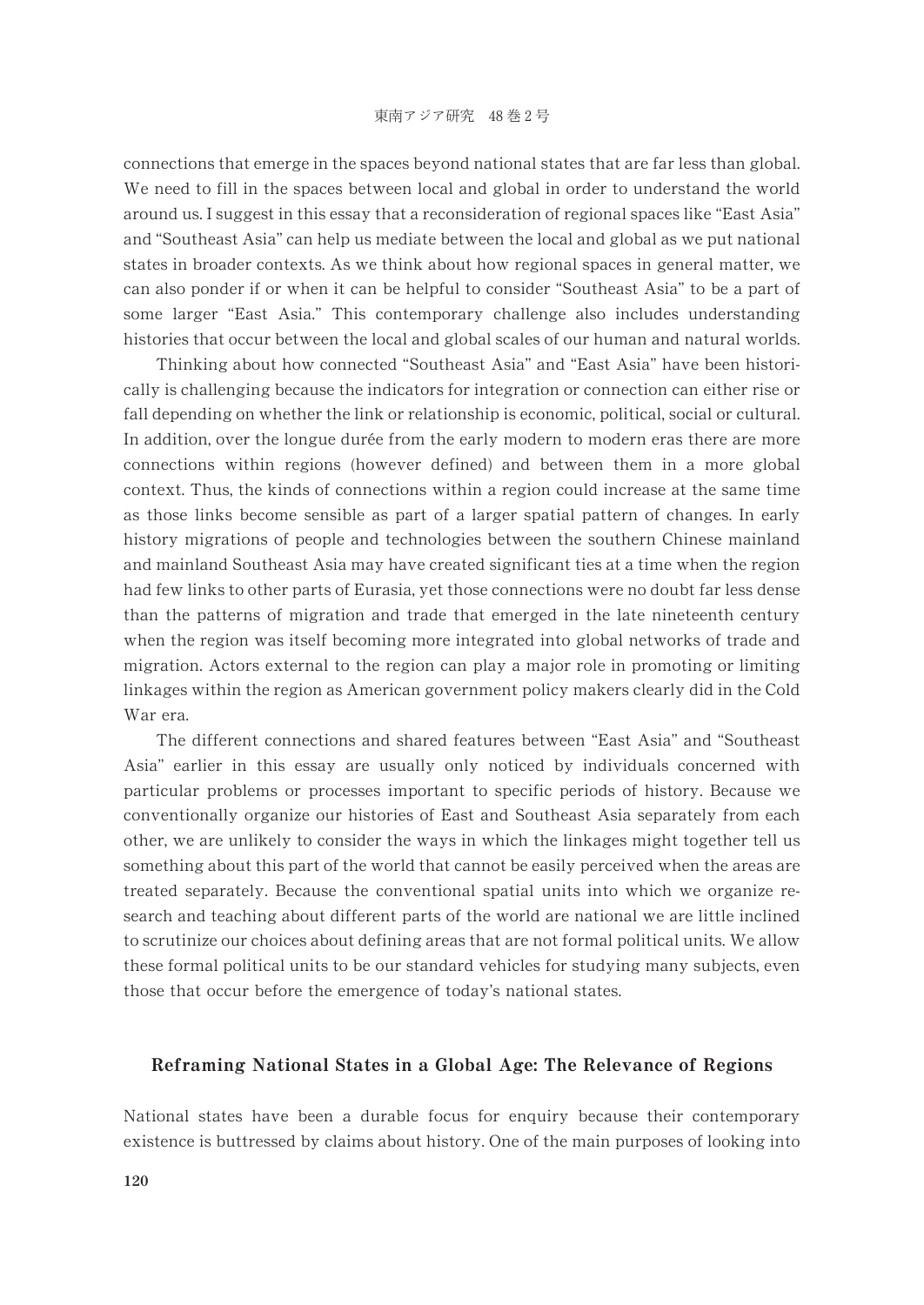connections that emerge in the spaces beyond national states that are far less than global. We need to fill in the spaces between local and global in order to understand the world around us. I suggest in this essay that a reconsideration of regional spaces like "East Asia" and "Southeast Asia" can help us mediate between the local and global as we put national states in broader contexts. As we think about how regional spaces in general matter, we can also ponder if or when it can be helpful to consider "Southeast Asia" to be a part of some larger "East Asia." This contemporary challenge also includes understanding histories that occur between the local and global scales of our human and natural worlds.

Thinking about how connected "Southeast Asia" and "East Asia" have been historically is challenging because the indicators for integration or connection can either rise or fall depending on whether the link or relationship is economic, political, social or cultural. In addition, over the longue durée from the early modern to modern eras there are more connections within regions (however defined) and between them in a more global context. Thus, the kinds of connections within a region could increase at the same time as those links become sensible as part of a larger spatial pattern of changes. In early history migrations of people and technologies between the southern Chinese mainland and mainland Southeast Asia may have created significant ties at a time when the region had few links to other parts of Eurasia, yet those connections were no doubt far less dense than the patterns of migration and trade that emerged in the late nineteenth century when the region was itself becoming more integrated into global networks of trade and migration. Actors external to the region can play a major role in promoting or limiting linkages within the region as American government policy makers clearly did in the Cold War era.

The different connections and shared features between "East Asia" and "Southeast Asia" earlier in this essay are usually only noticed by individuals concerned with particular problems or processes important to specific periods of history. Because we conventionally organize our histories of East and Southeast Asia separately from each other, we are unlikely to consider the ways in which the linkages might together tell us something about this part of the world that cannot be easily perceived when the areas are treated separately. Because the conventional spatial units into which we organize research and teaching about different parts of the world are national we are little inclined to scrutinize our choices about defining areas that are not formal political units. We allow these formal political units to be our standard vehicles for studying many subjects, even those that occur before the emergence of today's national states.

## Reframing National States in a Global Age: The Relevance of Regions

National states have been a durable focus for enquiry because their contemporary existence is buttressed by claims about history. One of the main purposes of looking into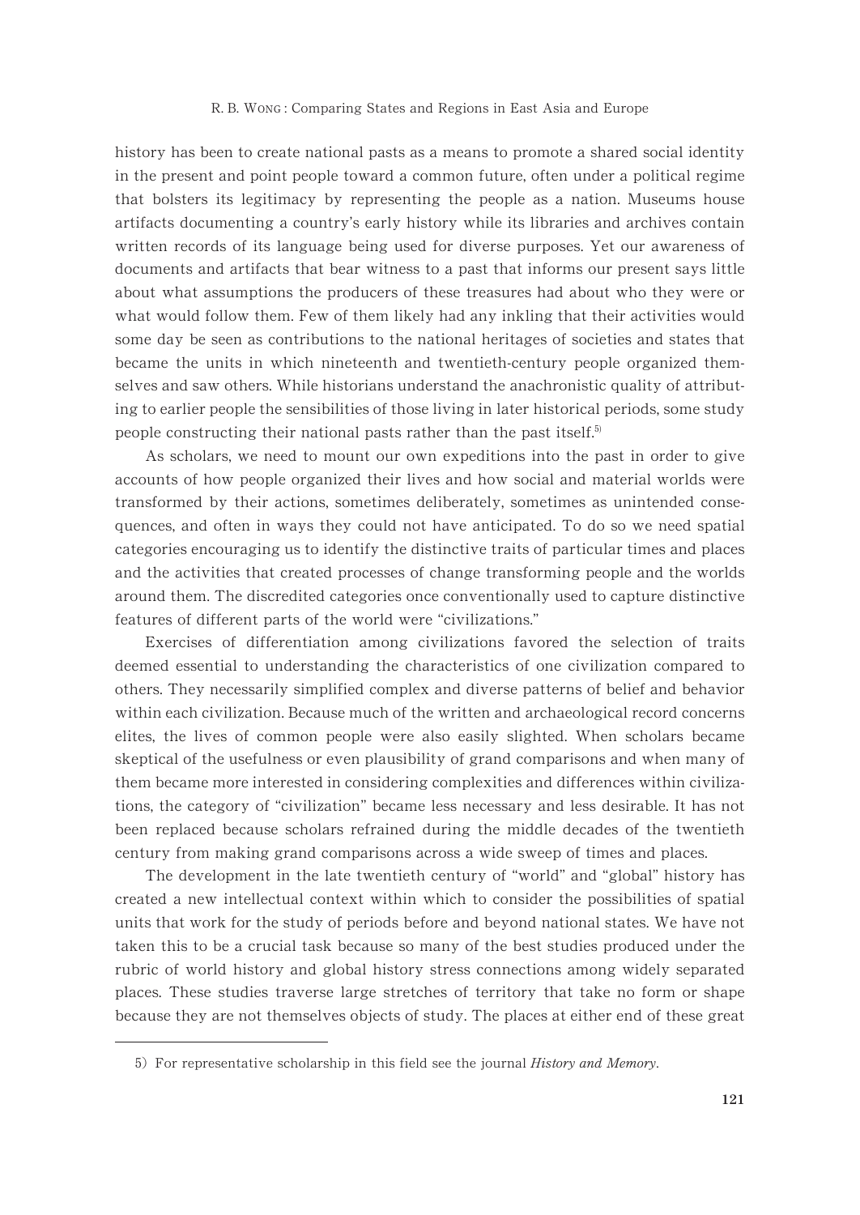history has been to create national pasts as a means to promote a shared social identity in the present and point people toward a common future, often under a political regime that bolsters its legitimacy by representing the people as a nation. Museums house artifacts documenting a country's early history while its libraries and archives contain written records of its language being used for diverse purposes. Yet our awareness of documents and artifacts that bear witness to a past that informs our present says little about what assumptions the producers of these treasures had about who they were or what would follow them. Few of them likely had any inkling that their activities would some day be seen as contributions to the national heritages of societies and states that became the units in which nineteenth and twentieth-century people organized themselves and saw others. While historians understand the anachronistic quality of attributing to earlier people the sensibilities of those living in later historical periods, some study people constructing their national pasts rather than the past itself.[5]

As scholars, we need to mount our own expeditions into the past in order to give accounts of how people organized their lives and how social and material worlds were transformed by their actions, sometimes deliberately, sometimes as unintended consequences, and often in ways they could not have anticipated. To do so we need spatial categories encouraging us to identify the distinctive traits of particular times and places and the activities that created processes of change transforming people and the worlds around them. The discredited categories once conventionally used to capture distinctive features of different parts of the world were "civilizations."

Exercises of differentiation among civilizations favored the selection of traits deemed essential to understanding the characteristics of one civilization compared to others. They necessarily simplified complex and diverse patterns of belief and behavior within each civilization. Because much of the written and archaeological record concerns elites, the lives of common people were also easily slighted. When scholars became skeptical of the usefulness or even plausibility of grand comparisons and when many of them became more interested in considering complexities and differences within civilizations, the category of "civilization" became less necessary and less desirable. It has not been replaced because scholars refrained during the middle decades of the twentieth century from making grand comparisons across a wide sweep of times and places.

The development in the late twentieth century of "world" and "global" history has created a new intellectual context within which to consider the possibilities of spatial units that work for the study of periods before and beyond national states. We have not taken this to be a crucial task because so many of the best studies produced under the rubric of world history and global history stress connections among widely separated places. These studies traverse large stretches of territory that take no form or shape because they are not themselves objects of study. The places at either end of these great

---

5) For representative scholarship in this field see the journal *History and Memory*.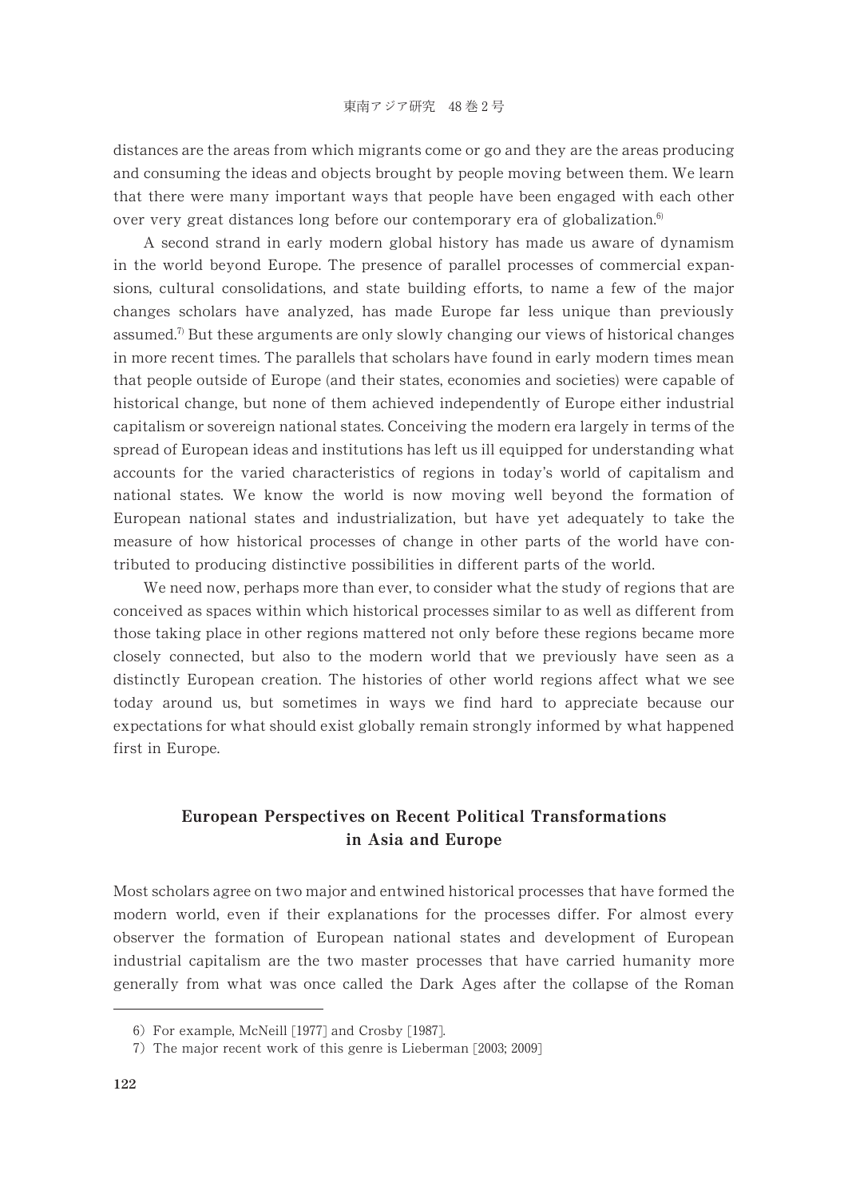distances are the areas from which migrants come or go and they are the areas producing and consuming the ideas and objects brought by people moving between them. We learn that there were many important ways that people have been engaged with each other over very great distances long before our contemporary era of globalization.[6]

A second strand in early modern global history has made us aware of dynamism in the world beyond Europe. The presence of parallel processes of commercial expansions, cultural consolidations, and state building efforts, to name a few of the major changes scholars have analyzed, has made Europe far less unique than previously assumed.[7] But these arguments are only slowly changing our views of historical changes in more recent times. The parallels that scholars have found in early modern times mean that people outside of Europe (and their states, economies and societies) were capable of historical change, but none of them achieved independently of Europe either industrial capitalism or sovereign national states. Conceiving the modern era largely in terms of the spread of European ideas and institutions has left us ill equipped for understanding what accounts for the varied characteristics of regions in today's world of capitalism and national states. We know the world is now moving well beyond the formation of European national states and industrialization, but have yet adequately to take the measure of how historical processes of change in other parts of the world have contributed to producing distinctive possibilities in different parts of the world.

We need now, perhaps more than ever, to consider what the study of regions that are conceived as spaces within which historical processes similar to as well as different from those taking place in other regions mattered not only before these regions became more closely connected, but also to the modern world that we previously have seen as a distinctly European creation. The histories of other world regions affect what we see today around us, but sometimes in ways we find hard to appreciate because our expectations for what should exist globally remain strongly informed by what happened first in Europe.

## European Perspectives on Recent Political Transformations in Asia and Europe

Most scholars agree on two major and entwined historical processes that have formed the modern world, even if their explanations for the processes differ. For almost every observer the formation of European national states and development of European industrial capitalism are the two master processes that have carried humanity more generally from what was once called the Dark Ages after the collapse of the Roman

---

6) For example, McNeill [1977] and Crosby [1987].

7) The major recent work of this genre is Lieberman [2003; 2009]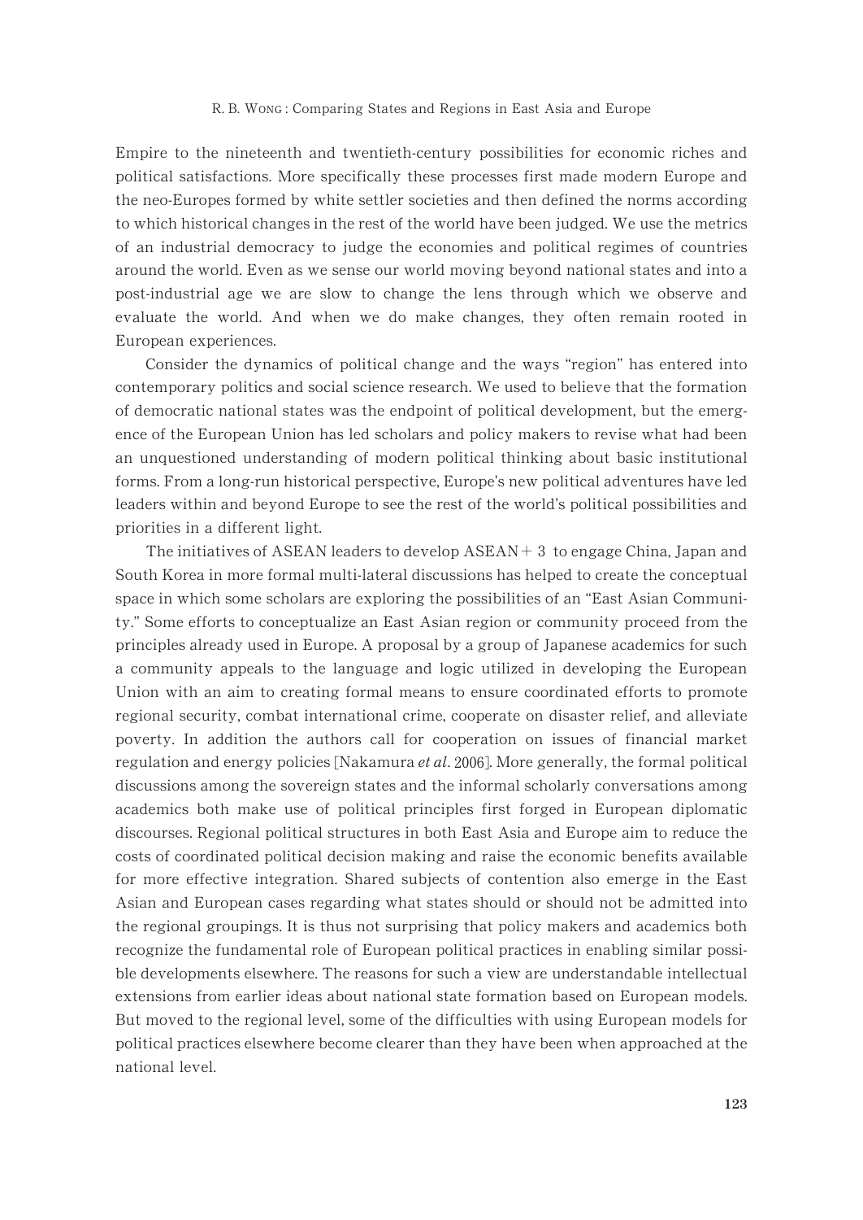Empire to the nineteenth and twentieth-century possibilities for economic riches and political satisfactions. More specifically these processes first made modern Europe and the neo-Europes formed by white settler societies and then defined the norms according to which historical changes in the rest of the world have been judged. We use the metrics of an industrial democracy to judge the economies and political regimes of countries around the world. Even as we sense our world moving beyond national states and into a post-industrial age we are slow to change the lens through which we observe and evaluate the world. And when we do make changes, they often remain rooted in European experiences.

Consider the dynamics of political change and the ways "region" has entered into contemporary politics and social science research. We used to believe that the formation of democratic national states was the endpoint of political development, but the emergence of the European Union has led scholars and policy makers to revise what had been an unquestioned understanding of modern political thinking about basic institutional forms. From a long-run historical perspective, Europe's new political adventures have led leaders within and beyond Europe to see the rest of the world's political possibilities and priorities in a different light.

The initiatives of ASEAN leaders to develop ASEAN＋3 to engage China, Japan and South Korea in more formal multi-lateral discussions has helped to create the conceptual space in which some scholars are exploring the possibilities of an "East Asian Community." Some efforts to conceptualize an East Asian region or community proceed from the principles already used in Europe. A proposal by a group of Japanese academics for such a community appeals to the language and logic utilized in developing the European Union with an aim to creating formal means to ensure coordinated efforts to promote regional security, combat international crime, cooperate on disaster relief, and alleviate poverty. In addition the authors call for cooperation on issues of financial market regulation and energy policies [Nakamura *et al*. 2006]. More generally, the formal political discussions among the sovereign states and the informal scholarly conversations among academics both make use of political principles first forged in European diplomatic discourses. Regional political structures in both East Asia and Europe aim to reduce the costs of coordinated political decision making and raise the economic benefits available for more effective integration. Shared subjects of contention also emerge in the East Asian and European cases regarding what states should or should not be admitted into the regional groupings. It is thus not surprising that policy makers and academics both recognize the fundamental role of European political practices in enabling similar possible developments elsewhere. The reasons for such a view are understandable intellectual extensions from earlier ideas about national state formation based on European models. But moved to the regional level, some of the difficulties with using European models for political practices elsewhere become clearer than they have been when approached at the national level.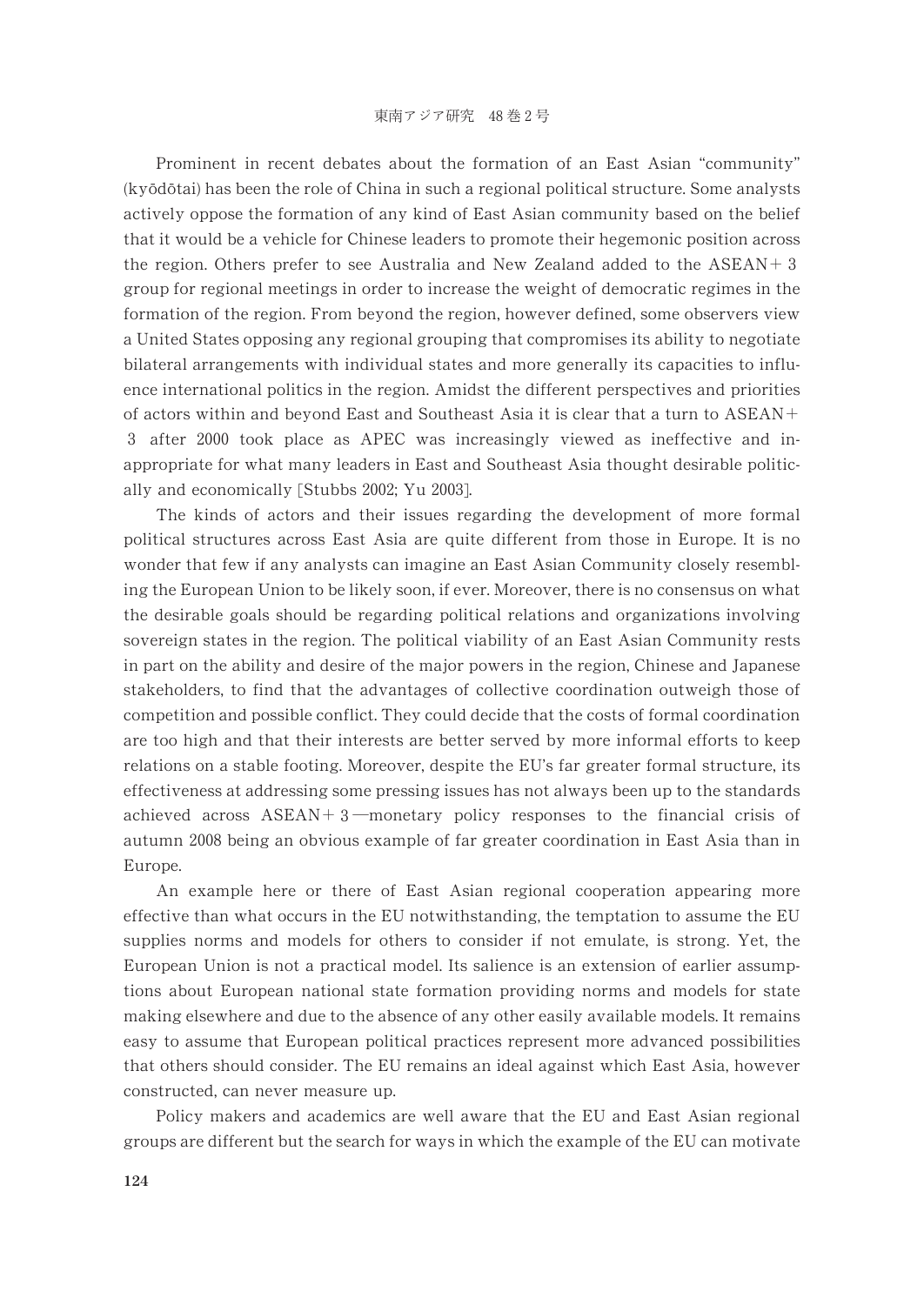Prominent in recent debates about the formation of an East Asian "community" (kyōdōtai) has been the role of China in such a regional political structure. Some analysts actively oppose the formation of any kind of East Asian community based on the belief that it would be a vehicle for Chinese leaders to promote their hegemonic position across the region. Others prefer to see Australia and New Zealand added to the ASEAN＋3 group for regional meetings in order to increase the weight of democratic regimes in the formation of the region. From beyond the region, however defined, some observers view a United States opposing any regional grouping that compromises its ability to negotiate bilateral arrangements with individual states and more generally its capacities to influence international politics in the region. Amidst the different perspectives and priorities of actors within and beyond East and Southeast Asia it is clear that a turn to ASEAN＋3 after 2000 took place as APEC was increasingly viewed as ineffective and inappropriate for what many leaders in East and Southeast Asia thought desirable politically and economically [Stubbs 2002; Yu 2003].

The kinds of actors and their issues regarding the development of more formal political structures across East Asia are quite different from those in Europe. It is no wonder that few if any analysts can imagine an East Asian Community closely resembling the European Union to be likely soon, if ever. Moreover, there is no consensus on what the desirable goals should be regarding political relations and organizations involving sovereign states in the region. The political viability of an East Asian Community rests in part on the ability and desire of the major powers in the region, Chinese and Japanese stakeholders, to find that the advantages of collective coordination outweigh those of competition and possible conflict. They could decide that the costs of formal coordination are too high and that their interests are better served by more informal efforts to keep relations on a stable footing. Moreover, despite the EU's far greater formal structure, its effectiveness at addressing some pressing issues has not always been up to the standards achieved across ASEAN＋3—monetary policy responses to the financial crisis of autumn 2008 being an obvious example of far greater coordination in East Asia than in Europe.

An example here or there of East Asian regional cooperation appearing more effective than what occurs in the EU notwithstanding, the temptation to assume the EU supplies norms and models for others to consider if not emulate, is strong. Yet, the European Union is not a practical model. Its salience is an extension of earlier assumptions about European national state formation providing norms and models for state making elsewhere and due to the absence of any other easily available models. It remains easy to assume that European political practices represent more advanced possibilities that others should consider. The EU remains an ideal against which East Asia, however constructed, can never measure up.

Policy makers and academics are well aware that the EU and East Asian regional groups are different but the search for ways in which the example of the EU can motivate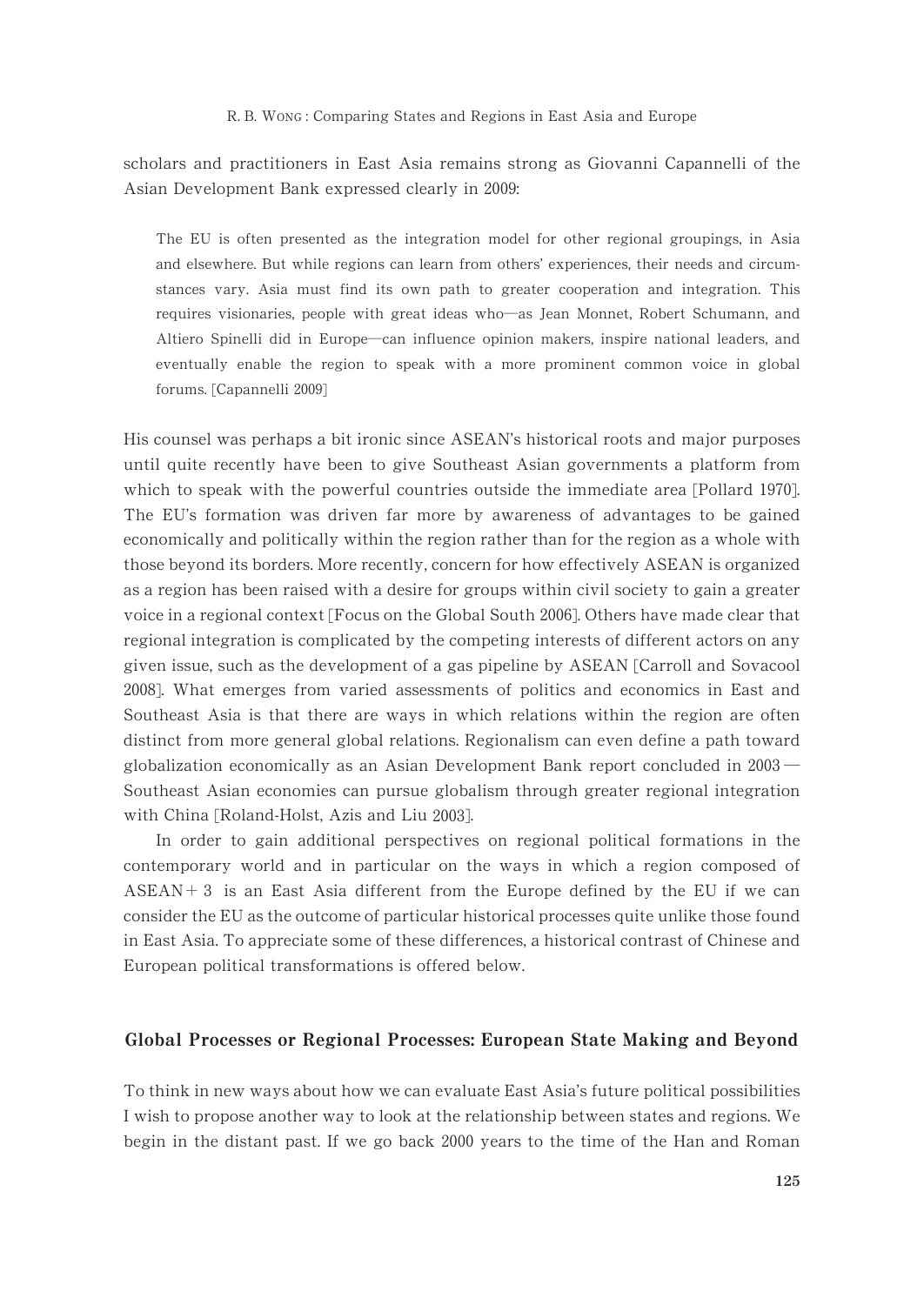scholars and practitioners in East Asia remains strong as Giovanni Capannelli of the Asian Development Bank expressed clearly in 2009:

> The EU is often presented as the integration model for other regional groupings, in Asia and elsewhere. But while regions can learn from others' experiences, their needs and circumstances vary. Asia must find its own path to greater cooperation and integration. This requires visionaries, people with great ideas who—as Jean Monnet, Robert Schumann, and Altiero Spinelli did in Europe—can influence opinion makers, inspire national leaders, and eventually enable the region to speak with a more prominent common voice in global forums. [Capannelli 2009]

His counsel was perhaps a bit ironic since ASEAN's historical roots and major purposes until quite recently have been to give Southeast Asian governments a platform from which to speak with the powerful countries outside the immediate area [Pollard 1970]. The EU's formation was driven far more by awareness of advantages to be gained economically and politically within the region rather than for the region as a whole with those beyond its borders. More recently, concern for how effectively ASEAN is organized as a region has been raised with a desire for groups within civil society to gain a greater voice in a regional context [Focus on the Global South 2006]. Others have made clear that regional integration is complicated by the competing interests of different actors on any given issue, such as the development of a gas pipeline by ASEAN [Carroll and Sovacool 2008]. What emerges from varied assessments of politics and economics in East and Southeast Asia is that there are ways in which relations within the region are often distinct from more general global relations. Regionalism can even define a path toward globalization economically as an Asian Development Bank report concluded in 2003 — Southeast Asian economies can pursue globalism through greater regional integration with China [Roland-Holst, Azis and Liu 2003].

In order to gain additional perspectives on regional political formations in the contemporary world and in particular on the ways in which a region composed of ASEAN + 3 is an East Asia different from the Europe defined by the EU if we can consider the EU as the outcome of particular historical processes quite unlike those found in East Asia. To appreciate some of these differences, a historical contrast of Chinese and European political transformations is offered below.

## Global Processes or Regional Processes: European State Making and Beyond

To think in new ways about how we can evaluate East Asia's future political possibilities I wish to propose another way to look at the relationship between states and regions. We begin in the distant past. If we go back 2000 years to the time of the Han and Roman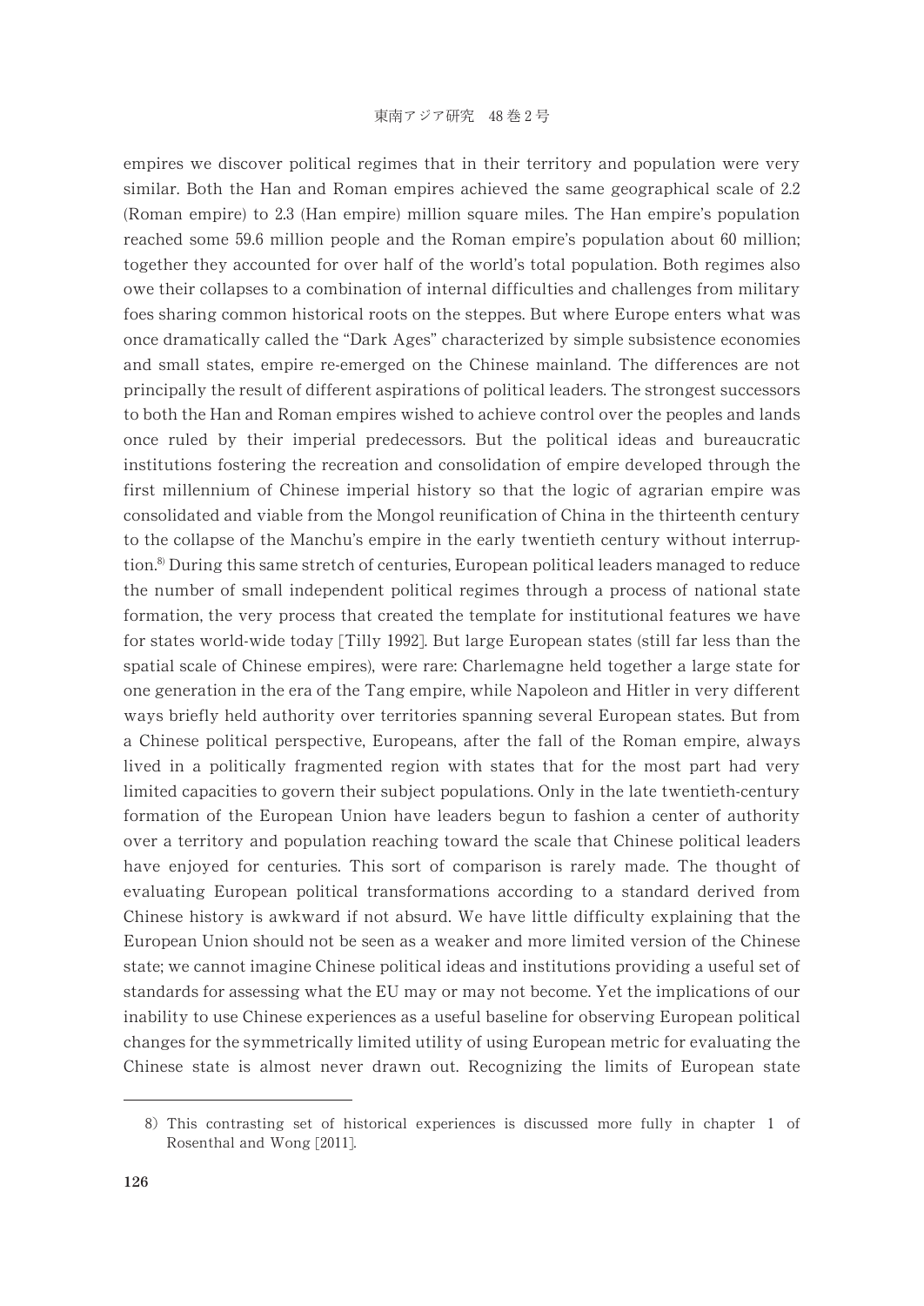empires we discover political regimes that in their territory and population were very similar. Both the Han and Roman empires achieved the same geographical scale of 2.2 (Roman empire) to 2.3 (Han empire) million square miles. The Han empire's population reached some 59.6 million people and the Roman empire's population about 60 million; together they accounted for over half of the world's total population. Both regimes also owe their collapses to a combination of internal difficulties and challenges from military foes sharing common historical roots on the steppes. But where Europe enters what was once dramatically called the "Dark Ages" characterized by simple subsistence economies and small states, empire re-emerged on the Chinese mainland. The differences are not principally the result of different aspirations of political leaders. The strongest successors to both the Han and Roman empires wished to achieve control over the peoples and lands once ruled by their imperial predecessors. But the political ideas and bureaucratic institutions fostering the recreation and consolidation of empire developed through the first millennium of Chinese imperial history so that the logic of agrarian empire was consolidated and viable from the Mongol reunification of China in the thirteenth century to the collapse of the Manchu's empire in the early twentieth century without interruption.[8] During this same stretch of centuries, European political leaders managed to reduce the number of small independent political regimes through a process of national state formation, the very process that created the template for institutional features we have for states world-wide today [Tilly 1992]. But large European states (still far less than the spatial scale of Chinese empires), were rare: Charlemagne held together a large state for one generation in the era of the Tang empire, while Napoleon and Hitler in very different ways briefly held authority over territories spanning several European states. But from a Chinese political perspective, Europeans, after the fall of the Roman empire, always lived in a politically fragmented region with states that for the most part had very limited capacities to govern their subject populations. Only in the late twentieth-century formation of the European Union have leaders begun to fashion a center of authority over a territory and population reaching toward the scale that Chinese political leaders have enjoyed for centuries. This sort of comparison is rarely made. The thought of evaluating European political transformations according to a standard derived from Chinese history is awkward if not absurd. We have little difficulty explaining that the European Union should not be seen as a weaker and more limited version of the Chinese state; we cannot imagine Chinese political ideas and institutions providing a useful set of standards for assessing what the EU may or may not become. Yet the implications of our inability to use Chinese experiences as a useful baseline for observing European political changes for the symmetrically limited utility of using European metric for evaluating the Chinese state is almost never drawn out. Recognizing the limits of European state

---

8) This contrasting set of historical experiences is discussed more fully in chapter 1 of Rosenthal and Wong [2011].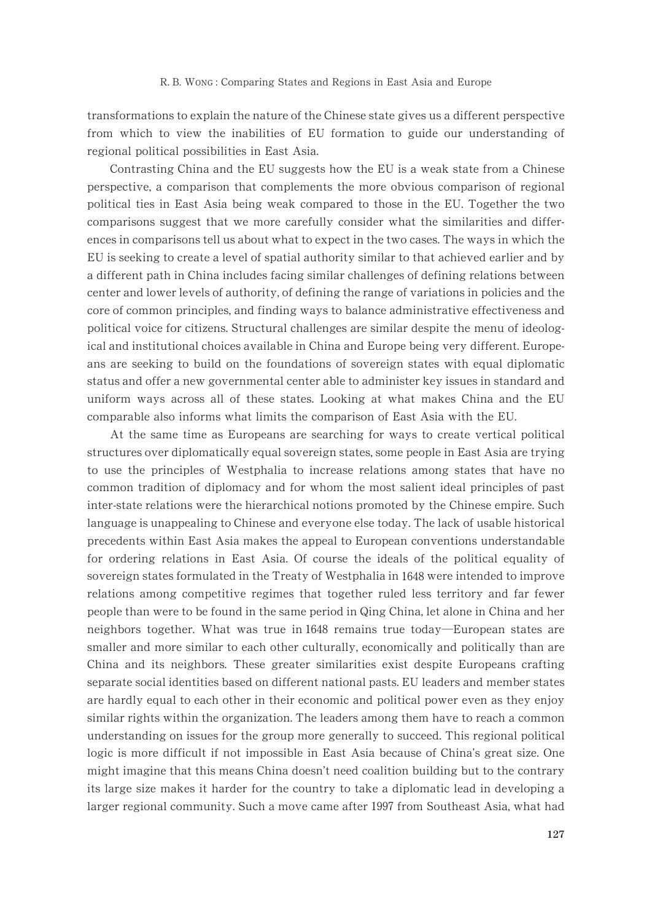transformations to explain the nature of the Chinese state gives us a different perspective from which to view the inabilities of EU formation to guide our understanding of regional political possibilities in East Asia.

Contrasting China and the EU suggests how the EU is a weak state from a Chinese perspective, a comparison that complements the more obvious comparison of regional political ties in East Asia being weak compared to those in the EU. Together the two comparisons suggest that we more carefully consider what the similarities and differences in comparisons tell us about what to expect in the two cases. The ways in which the EU is seeking to create a level of spatial authority similar to that achieved earlier and by a different path in China includes facing similar challenges of defining relations between center and lower levels of authority, of defining the range of variations in policies and the core of common principles, and finding ways to balance administrative effectiveness and political voice for citizens. Structural challenges are similar despite the menu of ideological and institutional choices available in China and Europe being very different. Europeans are seeking to build on the foundations of sovereign states with equal diplomatic status and offer a new governmental center able to administer key issues in standard and uniform ways across all of these states. Looking at what makes China and the EU comparable also informs what limits the comparison of East Asia with the EU.

At the same time as Europeans are searching for ways to create vertical political structures over diplomatically equal sovereign states, some people in East Asia are trying to use the principles of Westphalia to increase relations among states that have no common tradition of diplomacy and for whom the most salient ideal principles of past inter-state relations were the hierarchical notions promoted by the Chinese empire. Such language is unappealing to Chinese and everyone else today. The lack of usable historical precedents within East Asia makes the appeal to European conventions understandable for ordering relations in East Asia. Of course the ideals of the political equality of sovereign states formulated in the Treaty of Westphalia in 1648 were intended to improve relations among competitive regimes that together ruled less territory and far fewer people than were to be found in the same period in Qing China, let alone in China and her neighbors together. What was true in 1648 remains true today—European states are smaller and more similar to each other culturally, economically and politically than are China and its neighbors. These greater similarities exist despite Europeans crafting separate social identities based on different national pasts. EU leaders and member states are hardly equal to each other in their economic and political power even as they enjoy similar rights within the organization. The leaders among them have to reach a common understanding on issues for the group more generally to succeed. This regional political logic is more difficult if not impossible in East Asia because of China's great size. One might imagine that this means China doesn't need coalition building but to the contrary its large size makes it harder for the country to take a diplomatic lead in developing a larger regional community. Such a move came after 1997 from Southeast Asia, what had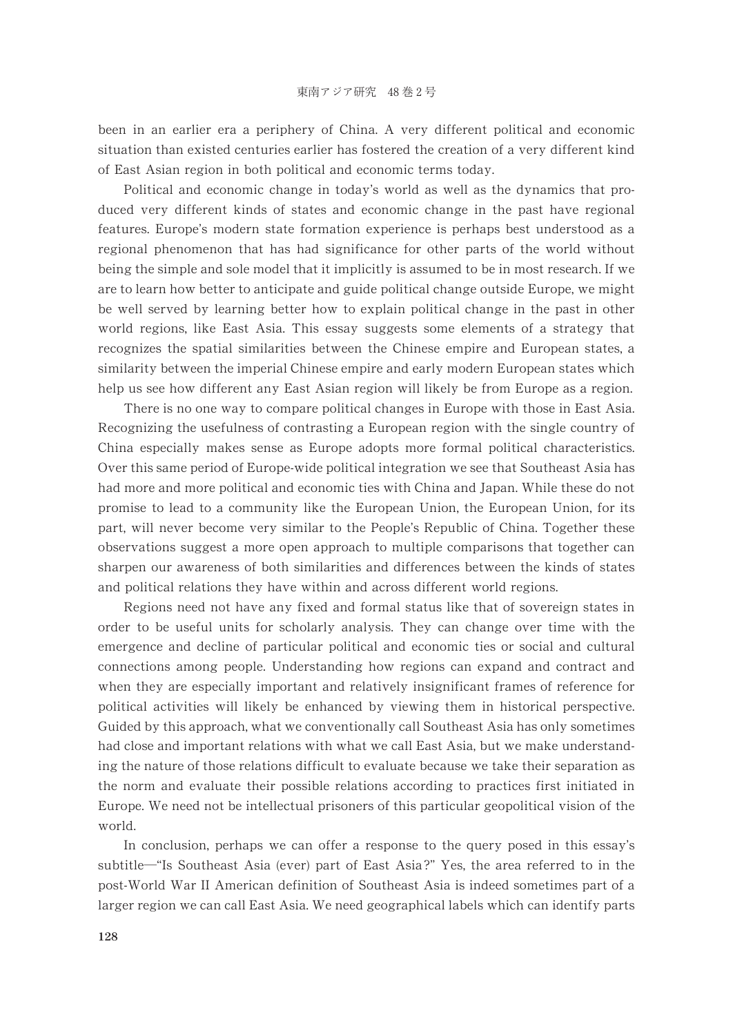been in an earlier era a periphery of China. A very different political and economic situation than existed centuries earlier has fostered the creation of a very different kind of East Asian region in both political and economic terms today.

Political and economic change in today's world as well as the dynamics that produced very different kinds of states and economic change in the past have regional features. Europe's modern state formation experience is perhaps best understood as a regional phenomenon that has had significance for other parts of the world without being the simple and sole model that it implicitly is assumed to be in most research. If we are to learn how better to anticipate and guide political change outside Europe, we might be well served by learning better how to explain political change in the past in other world regions, like East Asia. This essay suggests some elements of a strategy that recognizes the spatial similarities between the Chinese empire and European states, a similarity between the imperial Chinese empire and early modern European states which help us see how different any East Asian region will likely be from Europe as a region.

There is no one way to compare political changes in Europe with those in East Asia. Recognizing the usefulness of contrasting a European region with the single country of China especially makes sense as Europe adopts more formal political characteristics. Over this same period of Europe-wide political integration we see that Southeast Asia has had more and more political and economic ties with China and Japan. While these do not promise to lead to a community like the European Union, the European Union, for its part, will never become very similar to the People's Republic of China. Together these observations suggest a more open approach to multiple comparisons that together can sharpen our awareness of both similarities and differences between the kinds of states and political relations they have within and across different world regions.

Regions need not have any fixed and formal status like that of sovereign states in order to be useful units for scholarly analysis. They can change over time with the emergence and decline of particular political and economic ties or social and cultural connections among people. Understanding how regions can expand and contract and when they are especially important and relatively insignificant frames of reference for political activities will likely be enhanced by viewing them in historical perspective. Guided by this approach, what we conventionally call Southeast Asia has only sometimes had close and important relations with what we call East Asia, but we make understanding the nature of those relations difficult to evaluate because we take their separation as the norm and evaluate their possible relations according to practices first initiated in Europe. We need not be intellectual prisoners of this particular geopolitical vision of the world.

In conclusion, perhaps we can offer a response to the query posed in this essay's subtitle—"Is Southeast Asia (ever) part of East Asia?" Yes, the area referred to in the post-World War II American definition of Southeast Asia is indeed sometimes part of a larger region we can call East Asia. We need geographical labels which can identify parts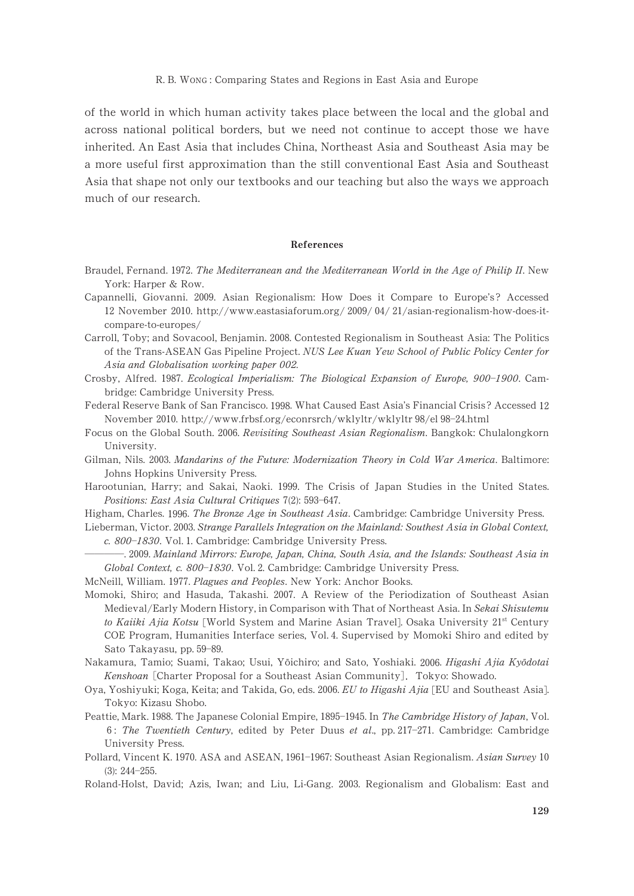of the world in which human activity takes place between the local and the global and across national political borders, but we need not continue to accept those we have inherited. An East Asia that includes China, Northeast Asia and Southeast Asia may be a more useful first approximation than the still conventional East Asia and Southeast Asia that shape not only our textbooks and our teaching but also the ways we approach much of our research.

## References

Braudel, Fernand. 1972. *The Mediterranean and the Mediterranean World in the Age of Philip II*. New York: Harper & Row.

Capannelli, Giovanni. 2009. Asian Regionalism: How Does it Compare to Europe's? Accessed 12 November 2010. http://www.eastasiaforum.org/ 2009/ 04/ 21/asian-regionalism-how-does-it-compare-to-europes/

Carroll, Toby; and Sovacool, Benjamin. 2008. Contested Regionalism in Southeast Asia: The Politics of the Trans-ASEAN Gas Pipeline Project. *NUS Lee Kuan Yew School of Public Policy Center for Asia and Globalisation working paper 002.*

Crosby, Alfred. 1987. *Ecological Imperialism: The Biological Expansion of Europe, 900–1900*. Cambridge: Cambridge University Press.

Federal Reserve Bank of San Francisco. 1998. What Caused East Asia's Financial Crisis? Accessed 12 November 2010. http://www.frbsf.org/econrsrch/wklyltr/wklyltr 98/el 98–24.html

Focus on the Global South. 2006. *Revisiting Southeast Asian Regionalism*. Bangkok: Chulalongkorn University.

Gilman, Nils. 2003. *Mandarins of the Future: Modernization Theory in Cold War America*. Baltimore: Johns Hopkins University Press.

Harootunian, Harry; and Sakai, Naoki. 1999. The Crisis of Japan Studies in the United States. *Positions: East Asia Cultural Critiques* 7(2): 593–647.

Higham, Charles. 1996. *The Bronze Age in Southeast Asia*. Cambridge: Cambridge University Press.

Lieberman, Victor. 2003. *Strange Parallels Integration on the Mainland: Southest Asia in Global Context, c. 800–1830*. Vol. 1. Cambridge: Cambridge University Press.

———. 2009. *Mainland Mirrors: Europe, Japan, China, South Asia, and the Islands: Southeast Asia in Global Context, c. 800–1830*. Vol. 2. Cambridge: Cambridge University Press.

McNeill, William. 1977. *Plagues and Peoples*. New York: Anchor Books.

Momoki, Shiro; and Hasuda, Takashi. 2007. A Review of the Periodization of Southeast Asian Medieval/Early Modern History, in Comparison with That of Northeast Asia. In *Sekai Shisutemu to Kaiiki Ajia Kotsu* [World System and Marine Asian Travel]. Osaka University 21st Century COE Program, Humanities Interface series, Vol. 4. Supervised by Momoki Shiro and edited by Sato Takayasu, pp. 59–89.

Nakamura, Tamio; Suami, Takao; Usui, Yōichiro; and Sato, Yoshiaki. 2006. *Higashi Ajia Kyōdotai Kenshoan* [Charter Proposal for a Southeast Asian Community]. Tokyo: Showado.

Oya, Yoshiyuki; Koga, Keita; and Takida, Go, eds. 2006. *EU to Higashi Ajia* [EU and Southeast Asia]. Tokyo: Kizasu Shobo.

Peattie, Mark. 1988. The Japanese Colonial Empire, 1895–1945. In *The Cambridge History of Japan*, Vol. 6 : *The Twentieth Century*, edited by Peter Duus *et al*., pp. 217–271. Cambridge: Cambridge University Press.

Pollard, Vincent K. 1970. ASA and ASEAN, 1961–1967: Southeast Asian Regionalism. *Asian Survey* 10 (3): 244–255.

Roland-Holst, David; Azis, Iwan; and Liu, Li-Gang. 2003. Regionalism and Globalism: East and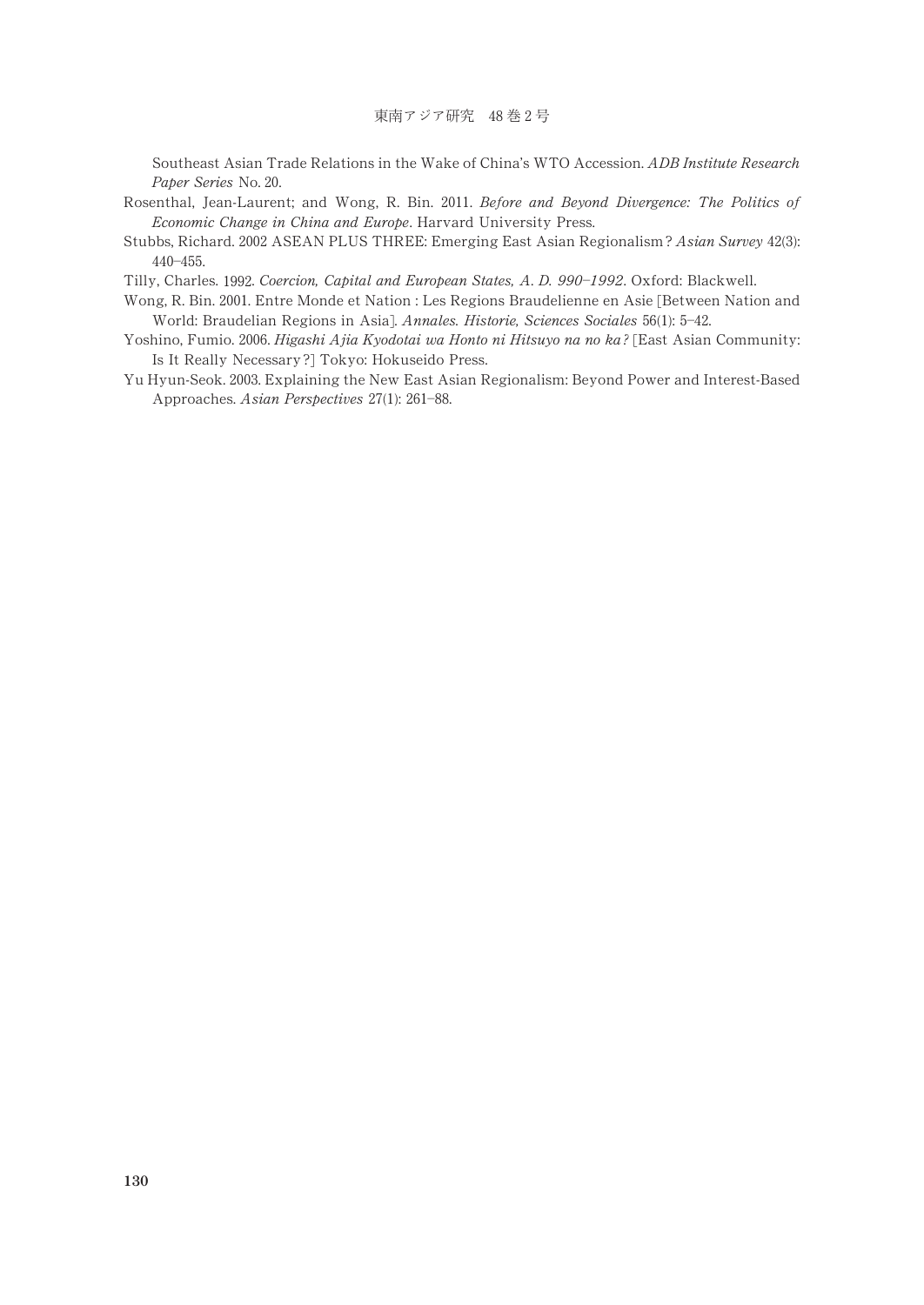Southeast Asian Trade Relations in the Wake of China's WTO Accession. *ADB Institute Research Paper Series* No. 20.

Rosenthal, Jean-Laurent; and Wong, R. Bin. 2011. *Before and Beyond Divergence: The Politics of Economic Change in China and Europe*. Harvard University Press.

Stubbs, Richard. 2002 ASEAN PLUS THREE: Emerging East Asian Regionalism? *Asian Survey* 42(3): 440–455.

Tilly, Charles. 1992. *Coercion, Capital and European States, A. D. 990–1992*. Oxford: Blackwell.

Wong, R. Bin. 2001. Entre Monde et Nation : Les Regions Braudelienne en Asie [Between Nation and World: Braudelian Regions in Asia]. *Annales. Historie, Sciences Sociales* 56(1): 5–42.

Yoshino, Fumio. 2006. *Higashi Ajia Kyodotai wa Honto ni Hitsuyo na no ka?* [East Asian Community: Is It Really Necessary?] Tokyo: Hokuseido Press.

Yu Hyun-Seok. 2003. Explaining the New East Asian Regionalism: Beyond Power and Interest-Based Approaches. *Asian Perspectives* 27(1): 261–88.